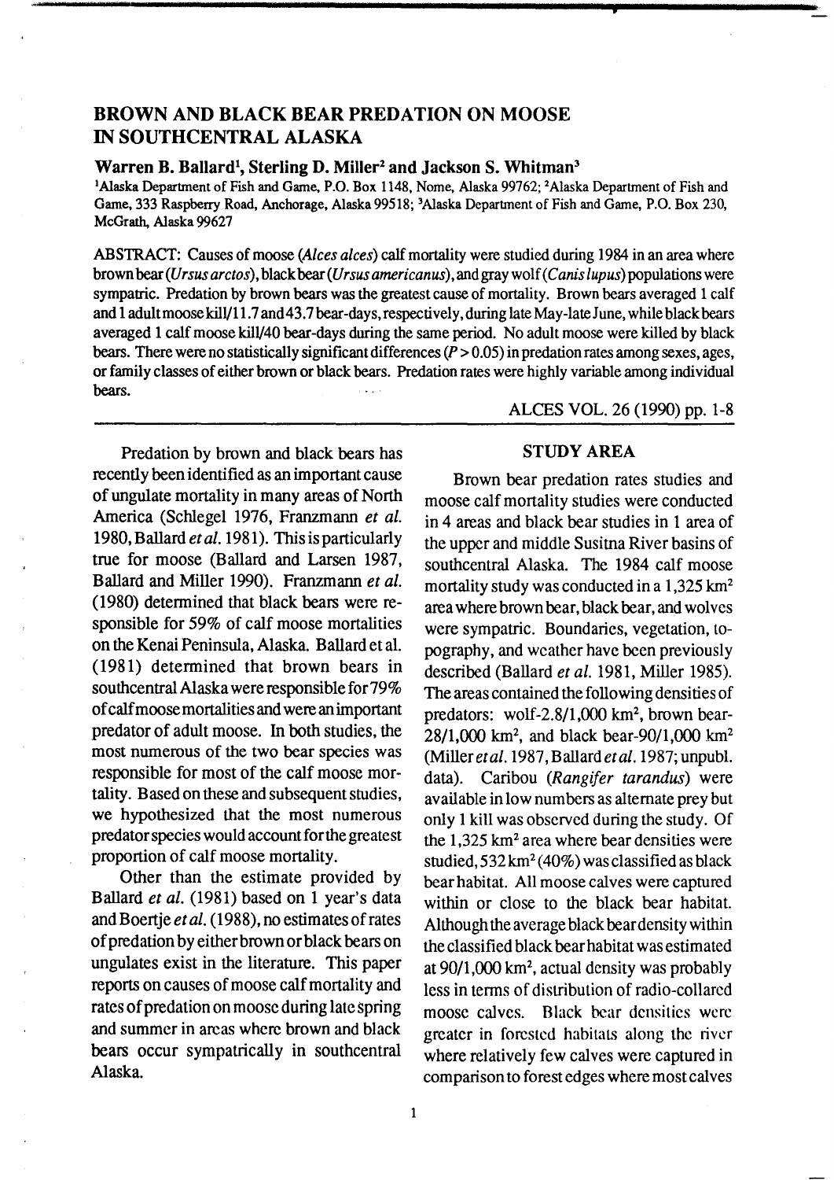# BROWN AND BLACK BEAR PREDATION ON MOOSE IN SOUTHCENTRAL ALASKA

**Warren B. Ballard[1], Sterling D. Miller[2] and Jackson S. Whitman[3]**

[1]Alaska Department of Fish and Game, P.O. Box 1148, Nome, Alaska 99762; [2]Alaska Department of Fish and Game, 333 Raspberry Road, Anchorage, Alaska 99518; [3]Alaska Department of Fish and Game, P.O. Box 230, McGrath, Alaska 99627

ABSTRACT: Causes of moose (*Alces alces*) calf mortality were studied during 1984 in an area where brown bear (*Ursus arctos*), black bear (*Ursus americanus*), and gray wolf (*Canis lupus*) populations were sympatric. Predation by brown bears was the greatest cause of mortality. Brown bears averaged 1 calf and 1 adult moose kill/11.7 and 43.7 bear-days, respectively, during late May-late June, while black bears averaged 1 calf moose kill/40 bear-days during the same period. No adult moose were killed by black bears. There were no statistically significant differences ($P > 0.05$) in predation rates among sexes, ages, or family classes of either brown or black bears. Predation rates were highly variable among individual bears.

ALCES VOL. 26 (1990) pp. 1-8

Predation by brown and black bears has recently been identified as an important cause of ungulate mortality in many areas of North America (Schlegel 1976, Franzmann *et al.* 1980, Ballard *et al.* 1981). This is particularly true for moose (Ballard and Larsen 1987, Ballard and Miller 1990). Franzmann *et al.* (1980) determined that black bears were responsible for 59% of calf moose mortalities on the Kenai Peninsula, Alaska. Ballard et al. (1981) determined that brown bears in southcentral Alaska were responsible for 79% of calf moose mortalities and were an important predator of adult moose. In both studies, the most numerous of the two bear species was responsible for most of the calf moose mortality. Based on these and subsequent studies, we hypothesized that the most numerous predator species would account for the greatest proportion of calf moose mortality.

Other than the estimate provided by Ballard *et al.* (1981) based on 1 year's data and Boertje *et al.* (1988), no estimates of rates of predation by either brown or black bears on ungulates exist in the literature. This paper reports on causes of moose calf mortality and rates of predation on moose during late spring and summer in areas where brown and black bears occur sympatrically in southcentral Alaska.

## STUDY AREA

Brown bear predation rates studies and moose calf mortality studies were conducted in 4 areas and black bear studies in 1 area of the upper and middle Susitna River basins of southcentral Alaska. The 1984 calf moose mortality study was conducted in a 1,325 km$^2$ area where brown bear, black bear, and wolves were sympatric. Boundaries, vegetation, topography, and weather have been previously described (Ballard *et al.* 1981, Miller 1985). The areas contained the following densities of predators: wolf-2.8/1,000 km$^2$, brown bear-28/1,000 km$^2$, and black bear-90/1,000 km$^2$ (Miller *et al.* 1987, Ballard *et al.* 1987; unpubl. data). Caribou (*Rangifer tarandus*) were available in low numbers as alternate prey but only 1 kill was observed during the study. Of the 1,325 km$^2$ area where bear densities were studied, 532 km$^2$ (40%) was classified as black bear habitat. All moose calves were captured within or close to the black bear habitat. Although the average black bear density within the classified black bear habitat was estimated at 90/1,000 km$^2$, actual density was probably less in terms of distribution of radio-collared moose calves. Black bear densities were greater in forested habitats along the river where relatively few calves were captured in comparison to forest edges where most calves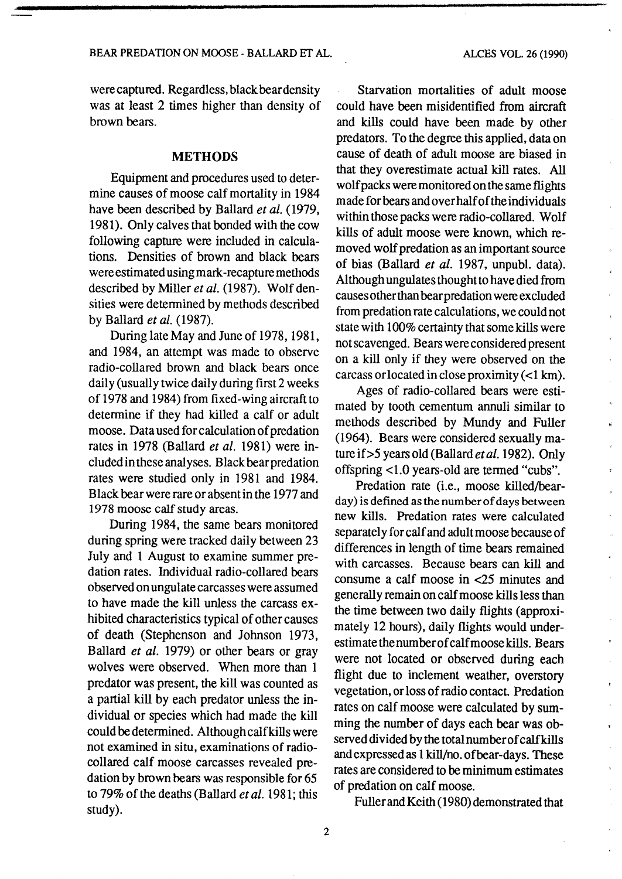were captured. Regardless, black bear density was at least 2 times higher than density of brown bears.

## METHODS

Equipment and procedures used to determine causes of moose calf mortality in 1984 have been described by Ballard *et al.* (1979, 1981). Only calves that bonded with the cow following capture were included in calculations. Densities of brown and black bears were estimated using mark-recapture methods described by Miller *et al.* (1987). Wolf densities were determined by methods described by Ballard *et al.* (1987).

During late May and June of 1978, 1981, and 1984, an attempt was made to observe radio-collared brown and black bears once daily (usually twice daily during first 2 weeks of 1978 and 1984) from fixed-wing aircraft to determine if they had killed a calf or adult moose. Data used for calculation of predation rates in 1978 (Ballard *et al.* 1981) were included in these analyses. Black bear predation rates were studied only in 1981 and 1984. Black bear were rare or absent in the 1977 and 1978 moose calf study areas.

During 1984, the same bears monitored during spring were tracked daily between 23 July and 1 August to examine summer predation rates. Individual radio-collared bears observed on ungulate carcasses were assumed to have made the kill unless the carcass exhibited characteristics typical of other causes of death (Stephenson and Johnson 1973, Ballard *et al.* 1979) or other bears or gray wolves were observed. When more than 1 predator was present, the kill was counted as a partial kill by each predator unless the individual or species which had made the kill could be determined. Although calf kills were not examined in situ, examinations of radio-collared calf moose carcasses revealed predation by brown bears was responsible for 65 to 79% of the deaths (Ballard *et al.* 1981; this study).

Starvation mortalities of adult moose could have been misidentified from aircraft and kills could have been made by other predators. To the degree this applied, data on cause of death of adult moose are biased in that they overestimate actual kill rates. All wolf packs were monitored on the same flights made for bears and over half of the individuals within those packs were radio-collared. Wolf kills of adult moose were known, which removed wolf predation as an important source of bias (Ballard *et al.* 1987, unpubl. data). Although ungulates thought to have died from causes other than bear predation were excluded from predation rate calculations, we could not state with 100% certainty that some kills were not scavenged. Bears were considered present on a kill only if they were observed on the carcass or located in close proximity (<1 km).

Ages of radio-collared bears were estimated by tooth cementum annuli similar to methods described by Mundy and Fuller (1964). Bears were considered sexually mature if >5 years old (Ballard *et al.* 1982). Only offspring <1.0 years-old are termed "cubs".

Predation rate (i.e., moose killed/bear-day) is defined as the number of days between new kills. Predation rates were calculated separately for calf and adult moose because of differences in length of time bears remained with carcasses. Because bears can kill and consume a calf moose in <25 minutes and generally remain on calf moose kills less than the time between two daily flights (approximately 12 hours), daily flights would underestimate the number of calf moose kills. Bears were not located or observed during each flight due to inclement weather, overstory vegetation, or loss of radio contact. Predation rates on calf moose were calculated by summing the number of days each bear was observed divided by the total number of calf kills and expressed as 1 kill/no. of bear-days. These rates are considered to be minimum estimates of predation on calf moose.

Fuller and Keith (1980) demonstrated that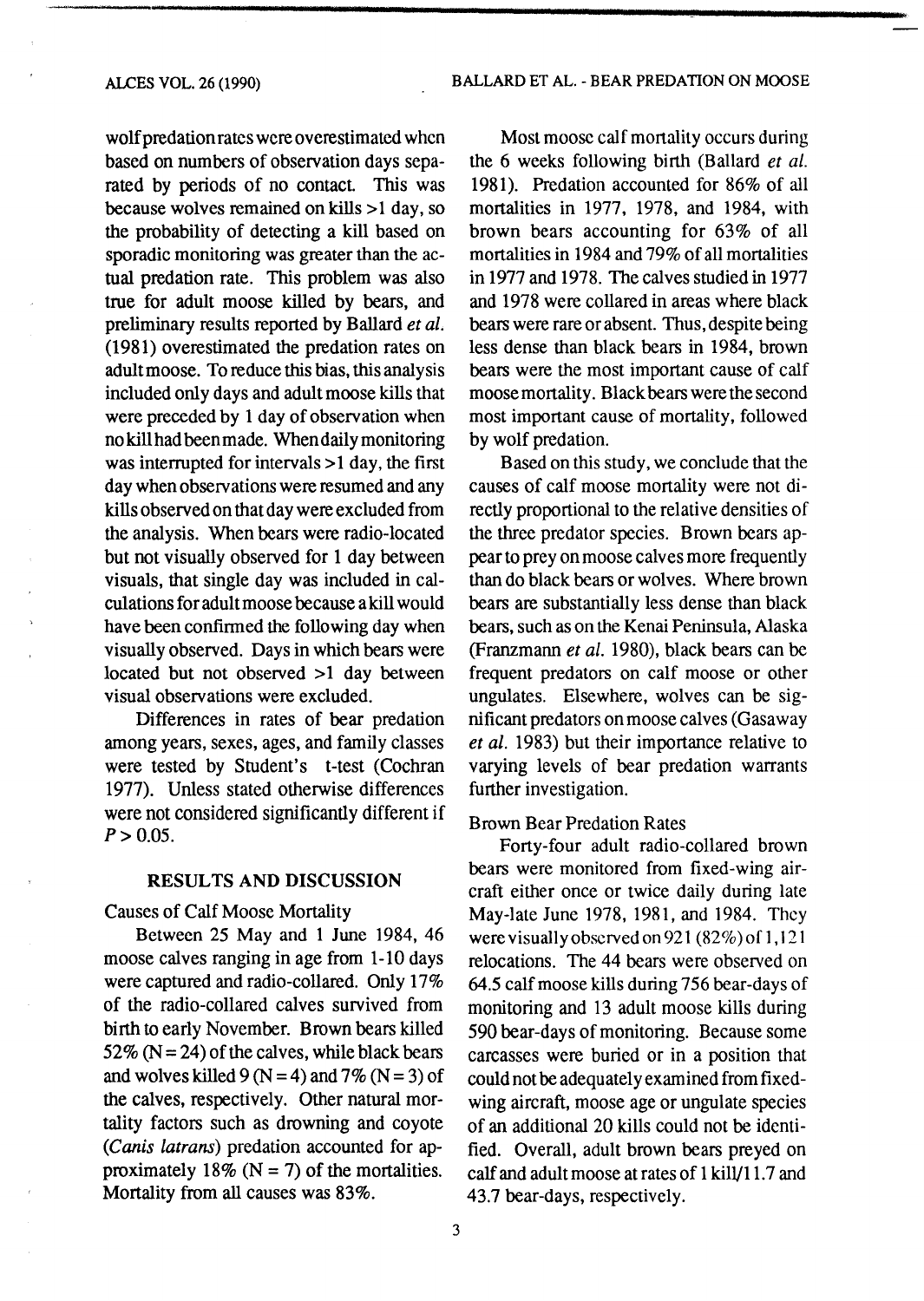wolf predation rates were overestimated when based on numbers of observation days separated by periods of no contact. This was because wolves remained on kills >1 day, so the probability of detecting a kill based on sporadic monitoring was greater than the actual predation rate. This problem was also true for adult moose killed by bears, and preliminary results reported by Ballard *et al.* (1981) overestimated the predation rates on adult moose. To reduce this bias, this analysis included only days and adult moose kills that were preceded by 1 day of observation when no kill had been made. When daily monitoring was interrupted for intervals >1 day, the first day when observations were resumed and any kills observed on that day were excluded from the analysis. When bears were radio-located but not visually observed for 1 day between visuals, that single day was included in calculations for adult moose because a kill would have been confirmed the following day when visually observed. Days in which bears were located but not observed >1 day between visual observations were excluded.

Differences in rates of bear predation among years, sexes, ages, and family classes were tested by Student's t-test (Cochran 1977). Unless stated otherwise differences were not considered significantly different if $P > 0.05$.

## RESULTS AND DISCUSSION

### Causes of Calf Moose Mortality

Between 25 May and 1 June 1984, 46 moose calves ranging in age from 1-10 days were captured and radio-collared. Only 17% of the radio-collared calves survived from birth to early November. Brown bears killed 52% (N = 24) of the calves, while black bears and wolves killed 9 (N = 4) and 7% (N = 3) of the calves, respectively. Other natural mortality factors such as drowning and coyote (*Canis latrans*) predation accounted for approximately 18% (N = 7) of the mortalities. Mortality from all causes was 83%.

Most moose calf mortality occurs during the 6 weeks following birth (Ballard *et al.* 1981). Predation accounted for 86% of all mortalities in 1977, 1978, and 1984, with brown bears accounting for 63% of all mortalities in 1984 and 79% of all mortalities in 1977 and 1978. The calves studied in 1977 and 1978 were collared in areas where black bears were rare or absent. Thus, despite being less dense than black bears in 1984, brown bears were the most important cause of calf moose mortality. Black bears were the second most important cause of mortality, followed by wolf predation.

Based on this study, we conclude that the causes of calf moose mortality were not directly proportional to the relative densities of the three predator species. Brown bears appear to prey on moose calves more frequently than do black bears or wolves. Where brown bears are substantially less dense than black bears, such as on the Kenai Peninsula, Alaska (Franzmann *et al.* 1980), black bears can be frequent predators on calf moose or other ungulates. Elsewhere, wolves can be significant predators on moose calves (Gasaway *et al.* 1983) but their importance relative to varying levels of bear predation warrants further investigation.

### Brown Bear Predation Rates

Forty-four adult radio-collared brown bears were monitored from fixed-wing aircraft either once or twice daily during late May-late June 1978, 1981, and 1984. They were visually observed on 921 (82%) of 1,121 relocations. The 44 bears were observed on 64.5 calf moose kills during 756 bear-days of monitoring and 13 adult moose kills during 590 bear-days of monitoring. Because some carcasses were buried or in a position that could not be adequately examined from fixed-wing aircraft, moose age or ungulate species of an additional 20 kills could not be identified. Overall, adult brown bears preyed on calf and adult moose at rates of 1 kill/11.7 and 43.7 bear-days, respectively.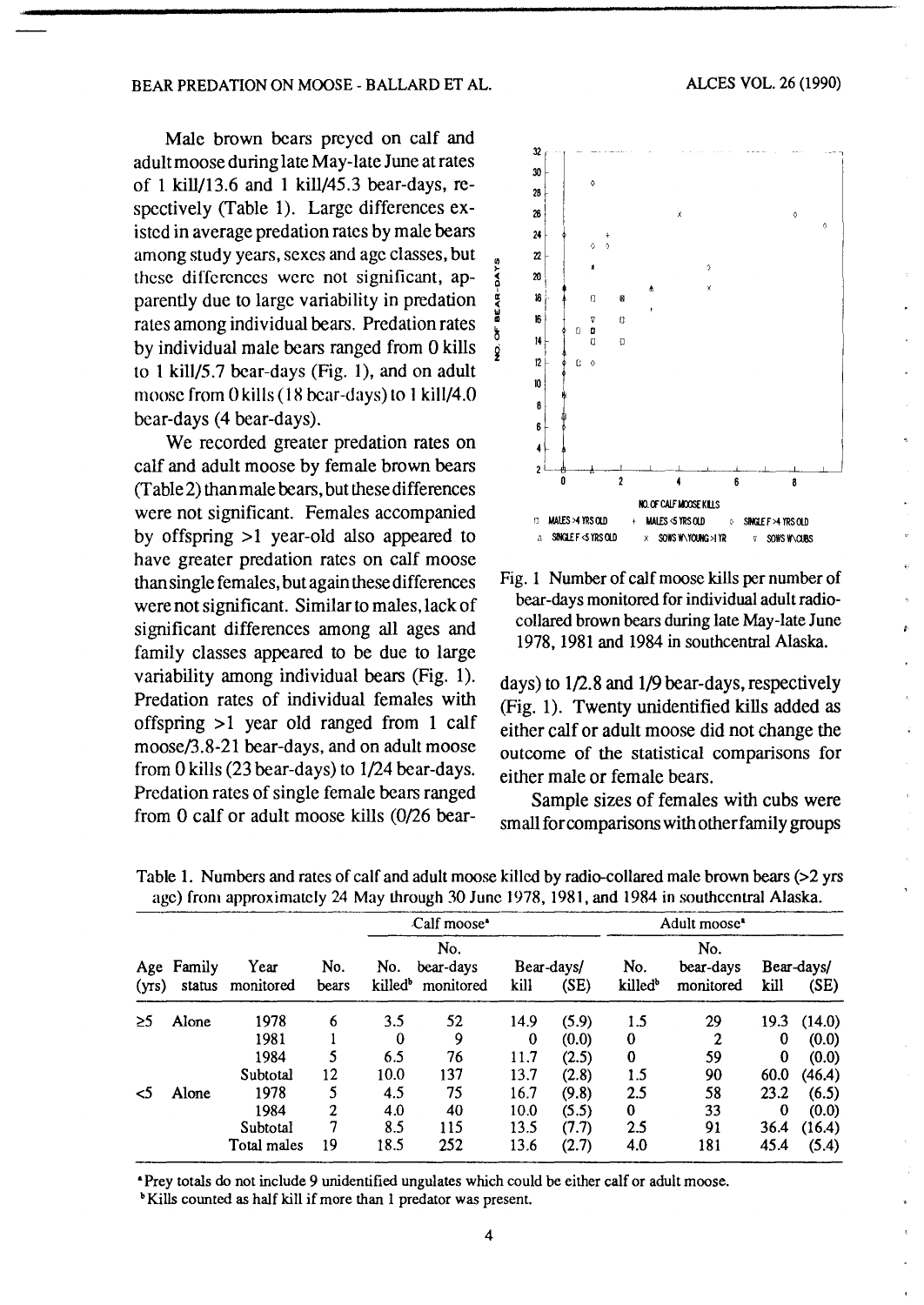Male brown bears preyed on calf and adult moose during late May-late June at rates of 1 kill/13.6 and 1 kill/45.3 bear-days, respectively (Table 1). Large differences existed in average predation rates by male bears among study years, sexes and age classes, but these differences were not significant, apparently due to large variability in predation rates among individual bears. Predation rates by individual male bears ranged from 0 kills to 1 kill/5.7 bear-days (Fig. 1), and on adult moose from 0 kills (18 bear-days) to 1 kill/4.0 bear-days (4 bear-days).

We recorded greater predation rates on calf and adult moose by female brown bears (Table 2) than male bears, but these differences were not significant. Females accompanied by offspring >1 year-old also appeared to have greater predation rates on calf moose than single females, but again these differences were not significant. Similar to males, lack of significant differences among all ages and family classes appeared to be due to large variability among individual bears (Fig. 1). Predation rates of individual females with offspring >1 year old ranged from 1 calf moose/3.8-21 bear-days, and on adult moose from 0 kills (23 bear-days) to 1/24 bear-days. Predation rates of single female bears ranged from 0 calf or adult moose kills (0/26 bear-days) to 1/2.8 and 1/9 bear-days, respectively (Fig. 1). Twenty unidentified kills added as either calf or adult moose did not change the outcome of the statistical comparisons for either male or female bears.

Fig. 1 Number of calf moose kills per number of bear-days monitored for individual adult radio-collared brown bears during late May-late June 1978, 1981 and 1984 in southcentral Alaska.

Sample sizes of females with cubs were small for comparisons with other family groups

Table 1. Numbers and rates of calf and adult moose killed by radio-collared male brown bears (>2 yrs age) from approximately 24 May through 30 June 1978, 1981, and 1984 in southcentral Alaska.

| Age (yrs) | Family status | Year monitored | No. bears | Calf moose[a] No. killed[b] | No. bear-days monitored | Bear-days/ kill | (SE) | Adult moose[a] No. killed[b] | No. bear-days monitored | Bear-days/ kill | (SE) |
|---|---|---|---|---|---|---|---|---|---|---|---|
| ≥5 | Alone | 1978 | 6 | 3.5 | 52 | 14.9 | (5.9) | 1.5 | 29 | 19.3 | (14.0) |
| | | 1981 | 1 | 0 | 9 | 0 | (0.0) | 0 | 2 | 0 | (0.0) |
| | | 1984 | 5 | 6.5 | 76 | 11.7 | (2.5) | 0 | 59 | 0 | (0.0) |
| | | Subtotal | 12 | 10.0 | 137 | 13.7 | (2.8) | 1.5 | 90 | 60.0 | (46.4) |
| <5 | Alone | 1978 | 5 | 4.5 | 75 | 16.7 | (9.8) | 2.5 | 58 | 23.2 | (6.5) |
| | | 1984 | 2 | 4.0 | 40 | 10.0 | (5.5) | 0 | 33 | 0 | (0.0) |
| | | Subtotal | 7 | 8.5 | 115 | 13.5 | (7.7) | 2.5 | 91 | 36.4 | (16.4) |
| | | Total males | 19 | 18.5 | 252 | 13.6 | (2.7) | 4.0 | 181 | 45.4 | (5.4) |

[a] Prey totals do not include 9 unidentified ungulates which could be either calf or adult moose.

[b] Kills counted as half kill if more than 1 predator was present.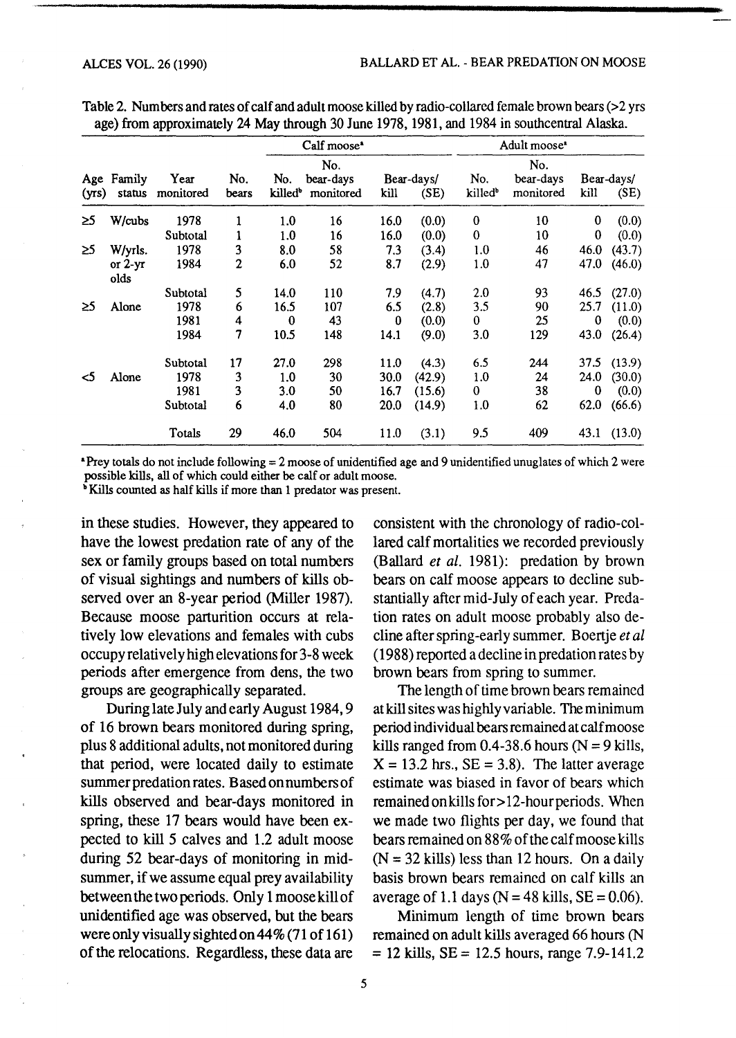Table 2. Numbers and rates of calf and adult moose killed by radio-collared female brown bears (>2 yrs age) from approximately 24 May through 30 June 1978, 1981, and 1984 in southcentral Alaska.

| | | | | Calf moose[a] | | | | Adult moose[a] | | | |
|---|---|---|---|---|---|---|---|---|---|---|---|
| Age (yrs) | Family status | Year monitored | No. bears | No. killed[b] | No. bear-days monitored | Bear-days/ kill | (SE) | No. killed[b] | No. bear-days monitored | Bear-days/ kill | (SE) |
| ≥5 | W/cubs | 1978 | 1 | 1.0 | 16 | 16.0 | (0.0) | 0 | 10 | 0 | (0.0) |
| | | Subtotal | 1 | 1.0 | 16 | 16.0 | (0.0) | 0 | 10 | 0 | (0.0) |
| ≥5 | W/yrls. or 2-yr olds | 1978 | 3 | 8.0 | 58 | 7.3 | (3.4) | 1.0 | 46 | 46.0 | (43.7) |
| | | 1984 | 2 | 6.0 | 52 | 8.7 | (2.9) | 1.0 | 47 | 47.0 | (46.0) |
| | | Subtotal | 5 | 14.0 | 110 | 7.9 | (4.7) | 2.0 | 93 | 46.5 | (27.0) |
| ≥5 | Alone | 1978 | 6 | 16.5 | 107 | 6.5 | (2.8) | 3.5 | 90 | 25.7 | (11.0) |
| | | 1981 | 4 | 0 | 43 | 0 | (0.0) | 0 | 25 | 0 | (0.0) |
| | | 1984 | 7 | 10.5 | 148 | 14.1 | (9.0) | 3.0 | 129 | 43.0 | (26.4) |
| | | Subtotal | 17 | 27.0 | 298 | 11.0 | (4.3) | 6.5 | 244 | 37.5 | (13.9) |
| <5 | Alone | 1978 | 3 | 1.0 | 30 | 30.0 | (42.9) | 1.0 | 24 | 24.0 | (30.0) |
| | | 1981 | 3 | 3.0 | 50 | 16.7 | (15.6) | 0 | 38 | 0 | (0.0) |
| | | Subtotal | 6 | 4.0 | 80 | 20.0 | (14.9) | 1.0 | 62 | 62.0 | (66.6) |
| | | Totals | 29 | 46.0 | 504 | 11.0 | (3.1) | 9.5 | 409 | 43.1 | (13.0) |

[a] Prey totals do not include following = 2 moose of unidentified age and 9 unidentified unuglates of which 2 were possible kills, all of which could either be calf or adult moose.

[b] Kills counted as half kills if more than 1 predator was present.

in these studies. However, they appeared to have the lowest predation rate of any of the sex or family groups based on total numbers of visual sightings and numbers of kills observed over an 8-year period (Miller 1987). Because moose parturition occurs at relatively low elevations and females with cubs occupy relatively high elevations for 3-8 week periods after emergence from dens, the two groups are geographically separated.

During late July and early August 1984, 9 of 16 brown bears monitored during spring, plus 8 additional adults, not monitored during that period, were located daily to estimate summer predation rates. Based on numbers of kills observed and bear-days monitored in spring, these 17 bears would have been expected to kill 5 calves and 1.2 adult moose during 52 bear-days of monitoring in mid-summer, if we assume equal prey availability between the two periods. Only 1 moose kill of unidentified age was observed, but the bears were only visually sighted on 44% (71 of 161) of the relocations. Regardless, these data are consistent with the chronology of radio-collared calf mortalities we recorded previously (Ballard *et al.* 1981): predation by brown bears on calf moose appears to decline substantially after mid-July of each year. Predation rates on adult moose probably also decline after spring-early summer. Boertje *et al* (1988) reported a decline in predation rates by brown bears from spring to summer.

The length of time brown bears remained at kill sites was highly variable. The minimum period individual bears remained at calf moose kills ranged from 0.4-38.6 hours (N = 9 kills, X = 13.2 hrs., SE = 3.8). The latter average estimate was biased in favor of bears which remained on kills for >12-hour periods. When we made two flights per day, we found that bears remained on 88% of the calf moose kills (N = 32 kills) less than 12 hours. On a daily basis brown bears remained on calf kills an average of 1.1 days (N = 48 kills, SE = 0.06).

Minimum length of time brown bears remained on adult kills averaged 66 hours (N = 12 kills, SE = 12.5 hours, range 7.9-141.2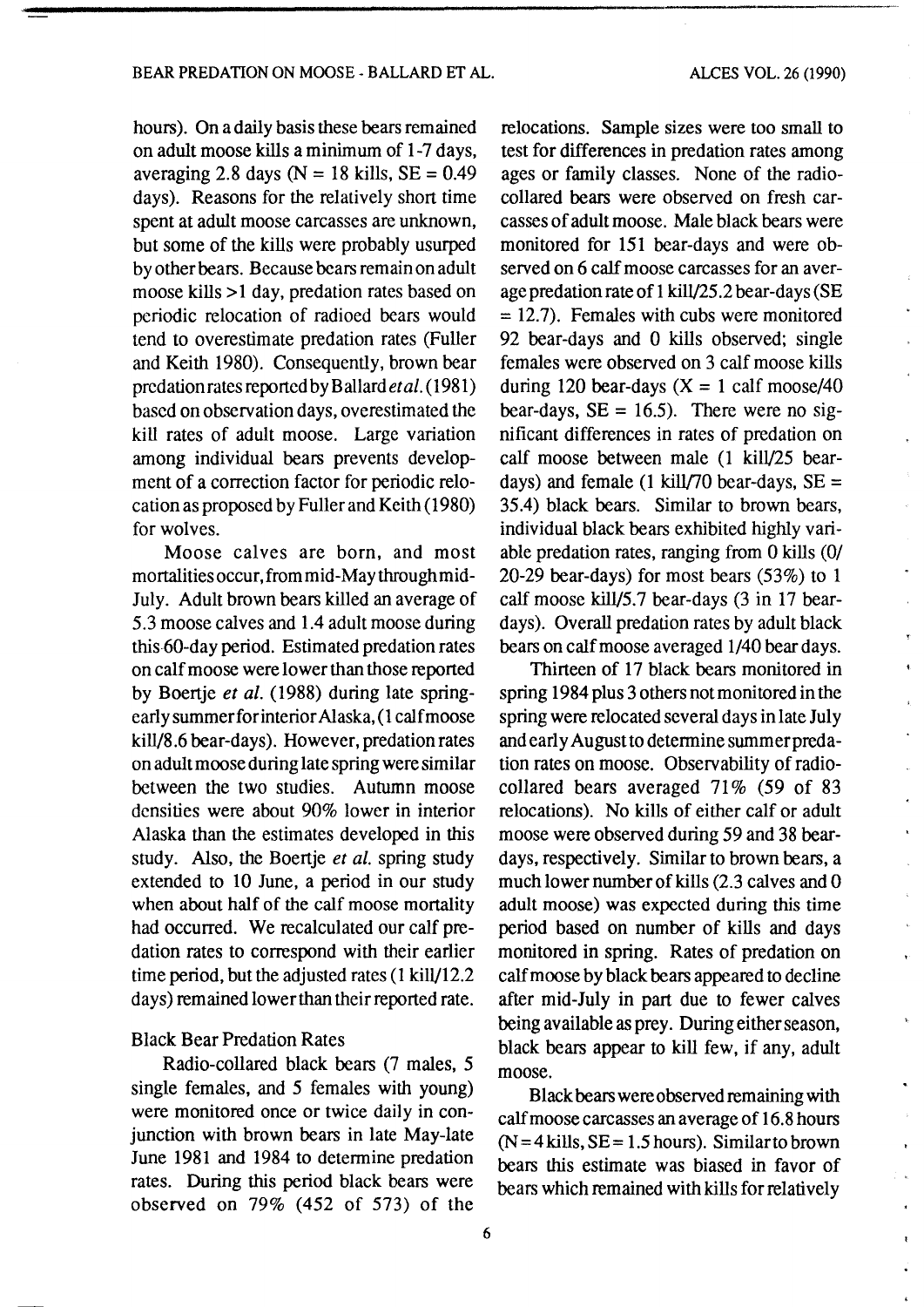hours). On a daily basis these bears remained on adult moose kills a minimum of 1-7 days, averaging 2.8 days (N = 18 kills, SE = 0.49 days). Reasons for the relatively short time spent at adult moose carcasses are unknown, but some of the kills were probably usurped by other bears. Because bears remain on adult moose kills >1 day, predation rates based on periodic relocation of radioed bears would tend to overestimate predation rates (Fuller and Keith 1980). Consequently, brown bear predation rates reported by Ballard *et al.* (1981) based on observation days, overestimated the kill rates of adult moose. Large variation among individual bears prevents development of a correction factor for periodic relocation as proposed by Fuller and Keith (1980) for wolves.

Moose calves are born, and most mortalities occur, from mid-May through mid-July. Adult brown bears killed an average of 5.3 moose calves and 1.4 adult moose during this 60-day period. Estimated predation rates on calf moose were lower than those reported by Boertje *et al.* (1988) during late spring-early summer for interior Alaska, (1 calf moose kill/8.6 bear-days). However, predation rates on adult moose during late spring were similar between the two studies. Autumn moose densities were about 90% lower in interior Alaska than the estimates developed in this study. Also, the Boertje *et al.* spring study extended to 10 June, a period in our study when about half of the calf moose mortality had occurred. We recalculated our calf predation rates to correspond with their earlier time period, but the adjusted rates (1 kill/12.2 days) remained lower than their reported rate.

### Black Bear Predation Rates

Radio-collared black bears (7 males, 5 single females, and 5 females with young) were monitored once or twice daily in conjunction with brown bears in late May-late June 1981 and 1984 to determine predation rates. During this period black bears were observed on 79% (452 of 573) of the relocations. Sample sizes were too small to test for differences in predation rates among ages or family classes. None of the radio-collared bears were observed on fresh carcasses of adult moose. Male black bears were monitored for 151 bear-days and were observed on 6 calf moose carcasses for an average predation rate of 1 kill/25.2 bear-days (SE = 12.7). Females with cubs were monitored 92 bear-days and 0 kills observed; single females were observed on 3 calf moose kills during 120 bear-days ($\bar{X}$ = 1 calf moose/40 bear-days, SE = 16.5). There were no significant differences in rates of predation on calf moose between male (1 kill/25 bear-days) and female (1 kill/70 bear-days, SE = 35.4) black bears. Similar to brown bears, individual black bears exhibited highly variable predation rates, ranging from 0 kills (0/20-29 bear-days) for most bears (53%) to 1 calf moose kill/5.7 bear-days (3 in 17 bear-days). Overall predation rates by adult black bears on calf moose averaged 1/40 bear days.

Thirteen of 17 black bears monitored in spring 1984 plus 3 others not monitored in the spring were relocated several days in late July and early August to determine summer predation rates on moose. Observability of radio-collared bears averaged 71% (59 of 83 relocations). No kills of either calf or adult moose were observed during 59 and 38 bear-days, respectively. Similar to brown bears, a much lower number of kills (2.3 calves and 0 adult moose) was expected during this time period based on number of kills and days monitored in spring. Rates of predation on calf moose by black bears appeared to decline after mid-July in part due to fewer calves being available as prey. During either season, black bears appear to kill few, if any, adult moose.

Black bears were observed remaining with calf moose carcasses an average of 16.8 hours (N = 4 kills, SE = 1.5 hours). Similar to brown bears this estimate was biased in favor of bears which remained with kills for relatively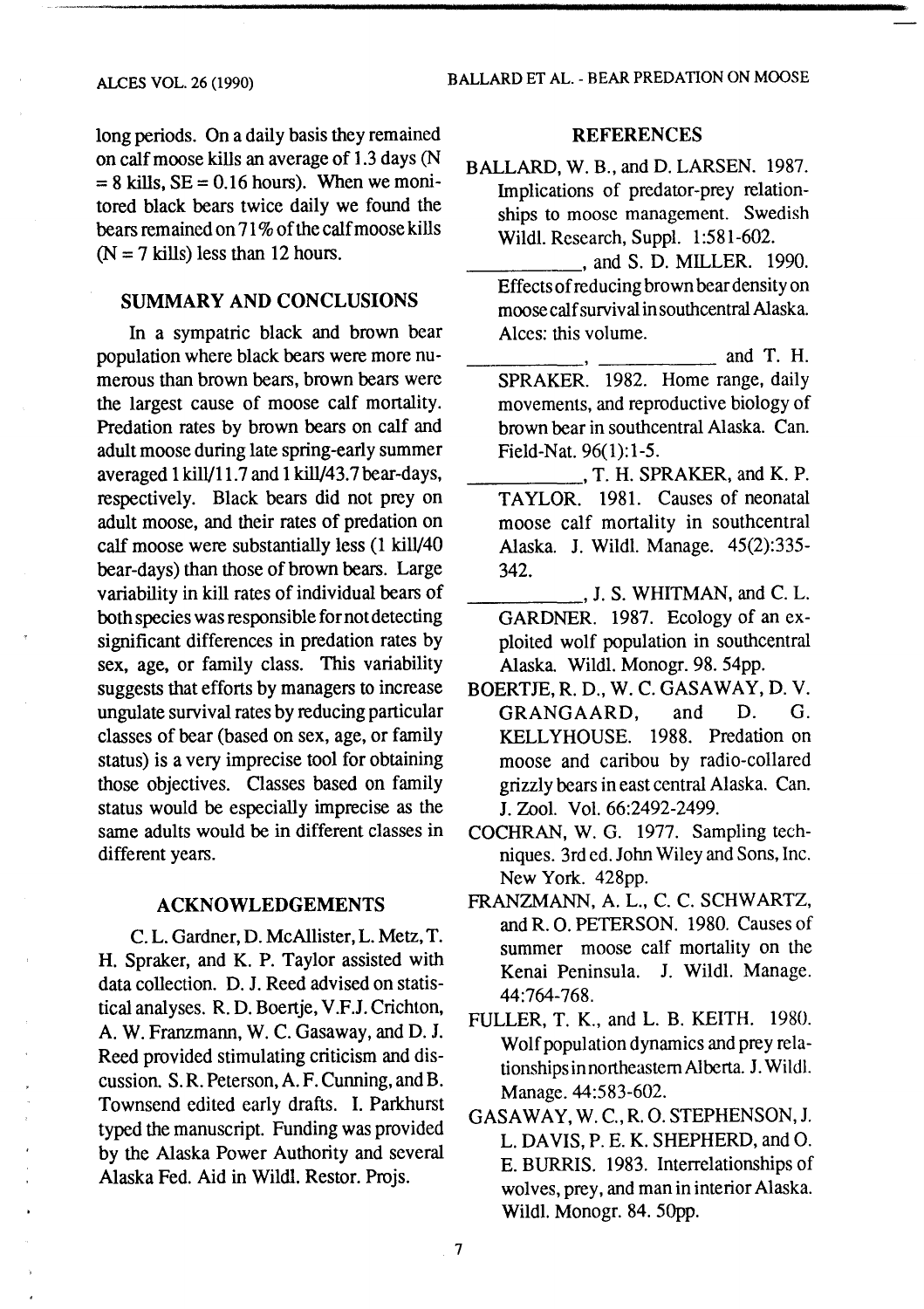long periods. On a daily basis they remained on calf moose kills an average of 1.3 days (N = 8 kills, SE = 0.16 hours). When we monitored black bears twice daily we found the bears remained on 71% of the calf moose kills (N = 7 kills) less than 12 hours.

## SUMMARY AND CONCLUSIONS

In a sympatric black and brown bear population where black bears were more numerous than brown bears, brown bears were the largest cause of moose calf mortality. Predation rates by brown bears on calf and adult moose during late spring-early summer averaged 1 kill/11.7 and 1 kill/43.7 bear-days, respectively. Black bears did not prey on adult moose, and their rates of predation on calf moose were substantially less (1 kill/40 bear-days) than those of brown bears. Large variability in kill rates of individual bears of both species was responsible for not detecting significant differences in predation rates by sex, age, or family class. This variability suggests that efforts by managers to increase ungulate survival rates by reducing particular classes of bear (based on sex, age, or family status) is a very imprecise tool for obtaining those objectives. Classes based on family status would be especially imprecise as the same adults would be in different classes in different years.

## ACKNOWLEDGEMENTS

C. L. Gardner, D. McAllister, L. Metz, T. H. Spraker, and K. P. Taylor assisted with data collection. D. J. Reed advised on statistical analyses. R. D. Boertje, V.F.J. Crichton, A. W. Franzmann, W. C. Gasaway, and D. J. Reed provided stimulating criticism and discussion. S. R. Peterson, A. F. Cunning, and B. Townsend edited early drafts. I. Parkhurst typed the manuscript. Funding was provided by the Alaska Power Authority and several Alaska Fed. Aid in Wildl. Restor. Projs.

## REFERENCES

BALLARD, W. B., and D. LARSEN. 1987. Implications of predator-prey relationships to moose management. Swedish Wildl. Research, Suppl. 1:581-602.

__________, and S. D. MILLER. 1990. Effects of reducing brown bear density on moose calf survival in southcentral Alaska. Alces: this volume.

__________, __________ and T. H. SPRAKER. 1982. Home range, daily movements, and reproductive biology of brown bear in southcentral Alaska. Can. Field-Nat. 96(1):1-5.

__________, T. H. SPRAKER, and K. P. TAYLOR. 1981. Causes of neonatal moose calf mortality in southcentral Alaska. J. Wildl. Manage. 45(2):335-342.

__________, J. S. WHITMAN, and C. L. GARDNER. 1987. Ecology of an exploited wolf population in southcentral Alaska. Wildl. Monogr. 98. 54pp.

BOERTJE, R. D., W. C. GASAWAY, D. V. GRANGAARD, and D. G. KELLYHOUSE. 1988. Predation on moose and caribou by radio-collared grizzly bears in east central Alaska. Can. J. Zool. Vol. 66:2492-2499.

COCHRAN, W. G. 1977. Sampling techniques. 3rd ed. John Wiley and Sons, Inc. New York. 428pp.

FRANZMANN, A. L., C. C. SCHWARTZ, and R. O. PETERSON. 1980. Causes of summer moose calf mortality on the Kenai Peninsula. J. Wildl. Manage. 44:764-768.

FULLER, T. K., and L. B. KEITH. 1980. Wolf population dynamics and prey relationships in northeastern Alberta. J. Wildl. Manage. 44:583-602.

GASAWAY, W. C., R. O. STEPHENSON, J. L. DAVIS, P. E. K. SHEPHERD, and O. E. BURRIS. 1983. Interrelationships of wolves, prey, and man in interior Alaska. Wildl. Monogr. 84. 50pp.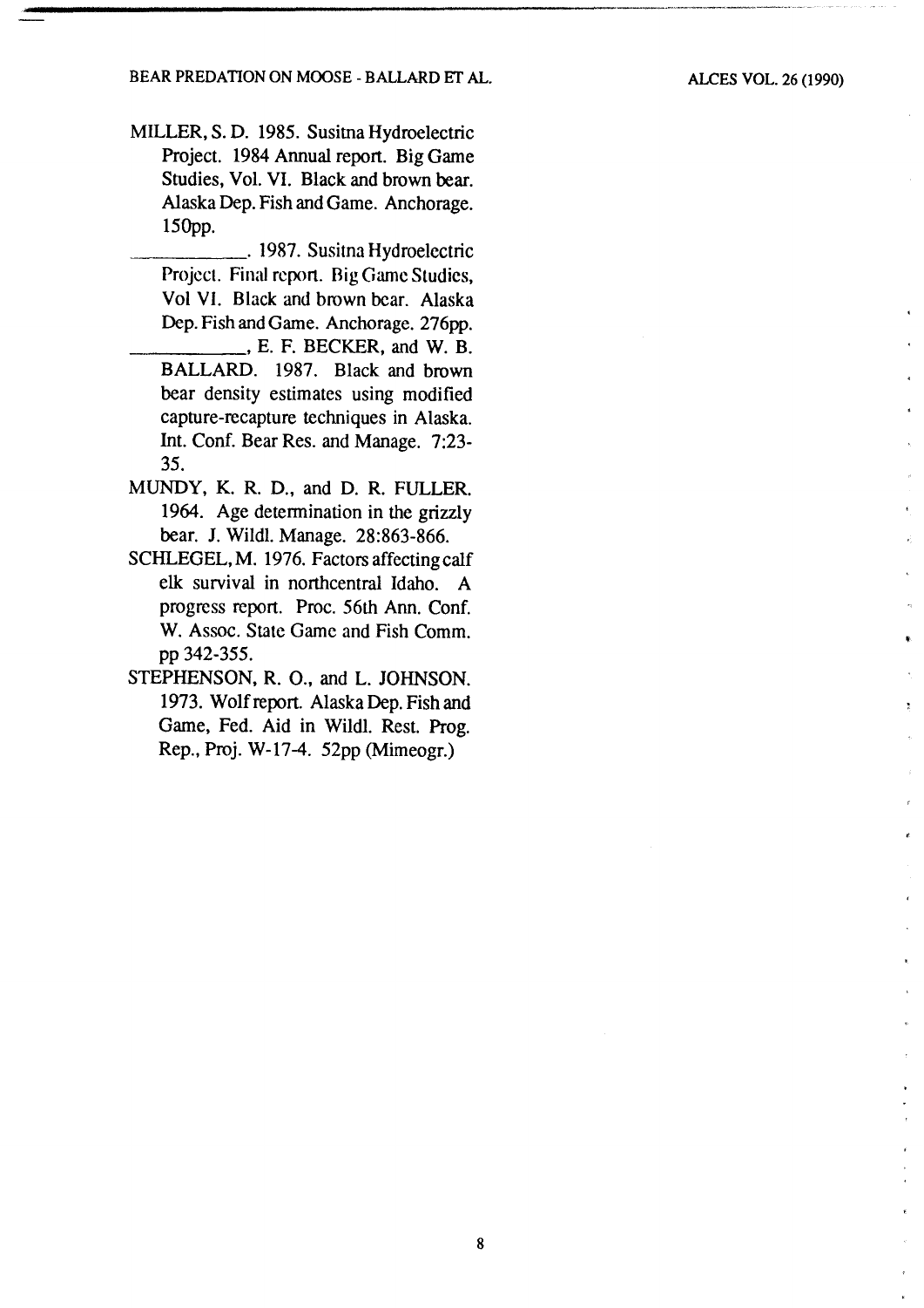MILLER, S. D. 1985. Susitna Hydroelectric Project. 1984 Annual report. Big Game Studies, Vol. VI. Black and brown bear. Alaska Dep. Fish and Game. Anchorage. 150pp.

\_\_\_\_\_\_\_\_\_\_\_\_. 1987. Susitna Hydroelectric Project. Final report. Big Game Studies, Vol VI. Black and brown bear. Alaska Dep. Fish and Game. Anchorage. 276pp.

\_\_\_\_\_\_\_\_\_\_\_\_, E. F. BECKER, and W. B. BALLARD. 1987. Black and brown bear density estimates using modified capture-recapture techniques in Alaska. Int. Conf. Bear Res. and Manage. 7:23-35.

MUNDY, K. R. D., and D. R. FULLER. 1964. Age determination in the grizzly bear. J. Wildl. Manage. 28:863-866.

SCHLEGEL, M. 1976. Factors affecting calf elk survival in northcentral Idaho. A progress report. Proc. 56th Ann. Conf. W. Assoc. State Game and Fish Comm. pp 342-355.

STEPHENSON, R. O., and L. JOHNSON. 1973. Wolf report. Alaska Dep. Fish and Game, Fed. Aid in Wildl. Rest. Prog. Rep., Proj. W-17-4. 52pp (Mimeogr.)